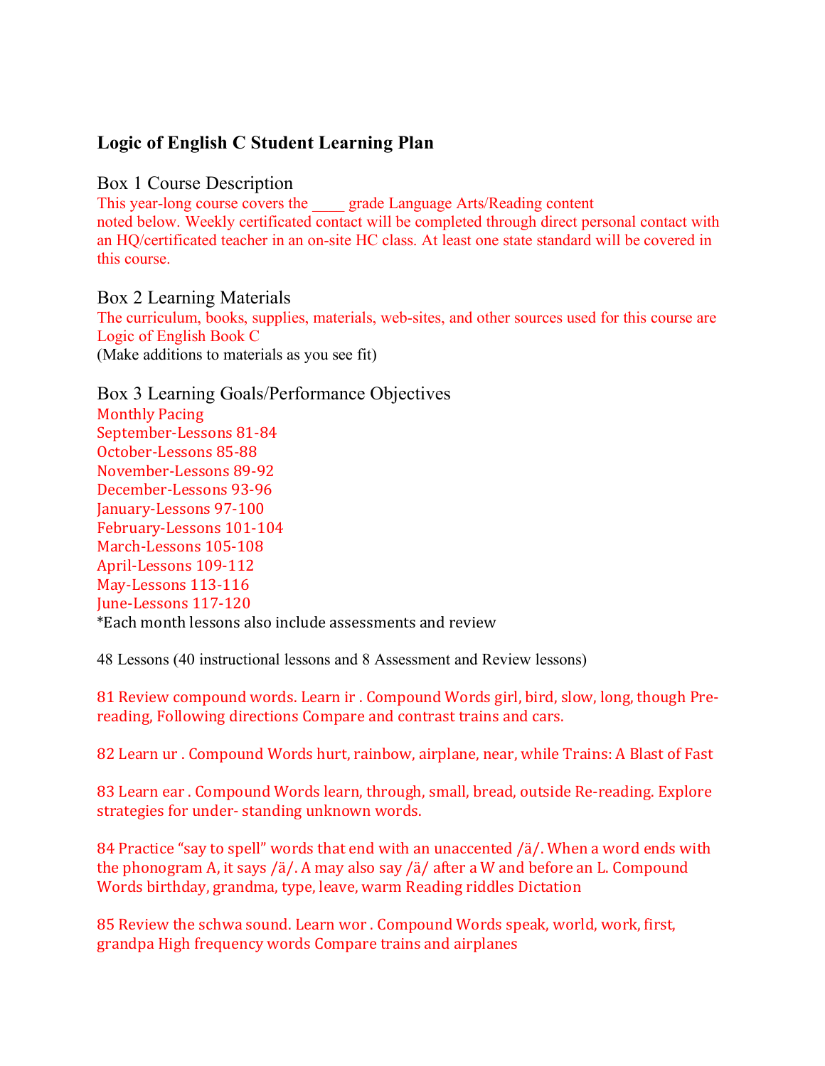## Logic of English C Student Learning Plan

### Box 1 Course Description

This year-long course covers the ____ grade Language Arts/Reading content noted below. Weekly certificated contact will be completed through direct personal contact with an HQ/certificated teacher in an on-site HC class. At least one state standard will be covered in this course.

### Box 2 Learning Materials

The curriculum, books, supplies, materials, web-sites, and other sources used for this course are Logic of English Book C
(Make additions to materials as you see fit)

### Box 3 Learning Goals/Performance Objectives

Monthly Pacing
September-Lessons 81-84
October-Lessons 85-88
November-Lessons 89-92
December-Lessons 93-96
January-Lessons 97-100
February-Lessons 101-104
March-Lessons 105-108
April-Lessons 109-112
May-Lessons 113-116
June-Lessons 117-120
*Each month lessons also include assessments and review

48 Lessons (40 instructional lessons and 8 Assessment and Review lessons)

81 Review compound words. Learn ir . Compound Words girl, bird, slow, long, though Pre-reading, Following directions Compare and contrast trains and cars.

82 Learn ur . Compound Words hurt, rainbow, airplane, near, while Trains: A Blast of Fast

83 Learn ear . Compound Words learn, through, small, bread, outside Re-reading. Explore strategies for under- standing unknown words.

84 Practice "say to spell" words that end with an unaccented /ä/. When a word ends with the phonogram A, it says /ä/. A may also say /ä/ after a W and before an L. Compound Words birthday, grandma, type, leave, warm Reading riddles Dictation

85 Review the schwa sound. Learn wor . Compound Words speak, world, work, first, grandpa High frequency words Compare trains and airplanes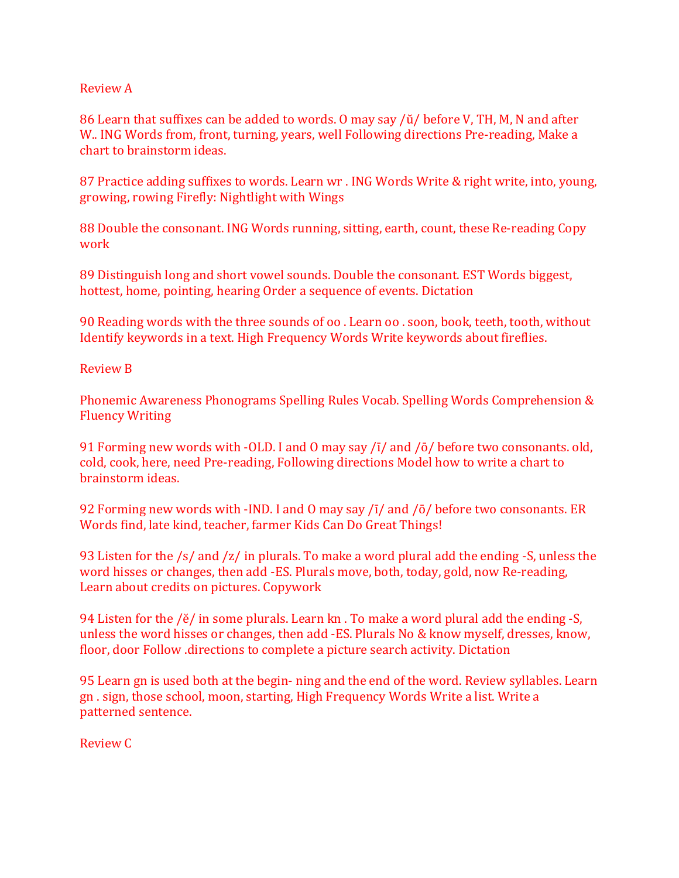Review A

86 Learn that suffixes can be added to words. O may say /ŭ/ before V, TH, M, N and after W.. ING Words from, front, turning, years, well Following directions Pre-reading, Make a chart to brainstorm ideas.

87 Practice adding suffixes to words. Learn wr . ING Words Write & right write, into, young, growing, rowing Firefly: Nightlight with Wings

88 Double the consonant. ING Words running, sitting, earth, count, these Re-reading Copy work

89 Distinguish long and short vowel sounds. Double the consonant. EST Words biggest, hottest, home, pointing, hearing Order a sequence of events. Dictation

90 Reading words with the three sounds of oo . Learn oo . soon, book, teeth, tooth, without Identify keywords in a text. High Frequency Words Write keywords about fireflies.

Review B

Phonemic Awareness Phonograms Spelling Rules Vocab. Spelling Words Comprehension & Fluency Writing

91 Forming new words with -OLD. I and O may say /ī/ and /ō/ before two consonants. old, cold, cook, here, need Pre-reading, Following directions Model how to write a chart to brainstorm ideas.

92 Forming new words with -IND. I and O may say /ī/ and /ō/ before two consonants. ER Words find, late kind, teacher, farmer Kids Can Do Great Things!

93 Listen for the /s/ and /z/ in plurals. To make a word plural add the ending -S, unless the word hisses or changes, then add -ES. Plurals move, both, today, gold, now Re-reading, Learn about credits on pictures. Copywork

94 Listen for the /ĕ/ in some plurals. Learn kn . To make a word plural add the ending -S, unless the word hisses or changes, then add -ES. Plurals No & know myself, dresses, know, floor, door Follow .directions to complete a picture search activity. Dictation

95 Learn gn is used both at the begin- ning and the end of the word. Review syllables. Learn gn . sign, those school, moon, starting, High Frequency Words Write a list. Write a patterned sentence.

Review C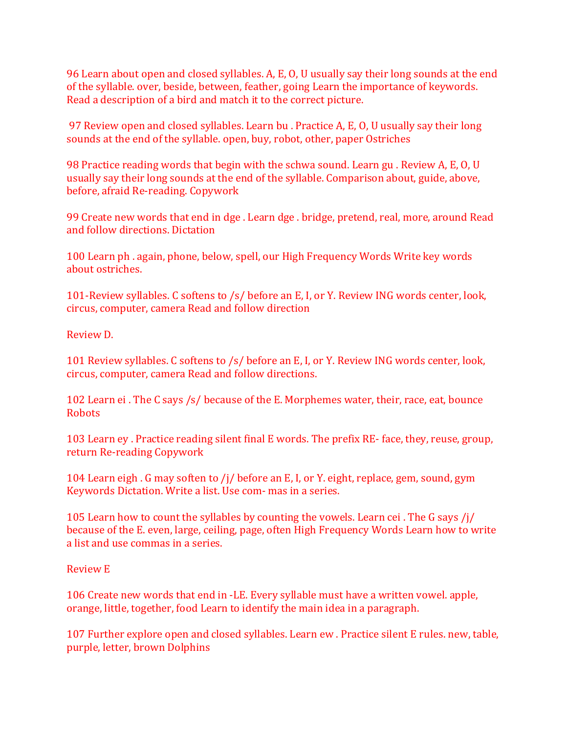96 Learn about open and closed syllables. A, E, O, U usually say their long sounds at the end of the syllable. over, beside, between, feather, going Learn the importance of keywords. Read a description of a bird and match it to the correct picture.

97 Review open and closed syllables. Learn bu . Practice A, E, O, U usually say their long sounds at the end of the syllable. open, buy, robot, other, paper Ostriches

98 Practice reading words that begin with the schwa sound. Learn gu . Review A, E, O, U usually say their long sounds at the end of the syllable. Comparison about, guide, above, before, afraid Re-reading. Copywork

99 Create new words that end in dge . Learn dge . bridge, pretend, real, more, around Read and follow directions. Dictation

100 Learn ph . again, phone, below, spell, our High Frequency Words Write key words about ostriches.

101-Review syllables. C softens to /s/ before an E, I, or Y. Review ING words center, look, circus, computer, camera Read and follow direction

Review D.

101 Review syllables. C softens to /s/ before an E, I, or Y. Review ING words center, look, circus, computer, camera Read and follow directions.

102 Learn ei . The C says /s/ because of the E. Morphemes water, their, race, eat, bounce Robots

103 Learn ey . Practice reading silent final E words. The prefix RE- face, they, reuse, group, return Re-reading Copywork

104 Learn eigh . G may soften to /j/ before an E, I, or Y. eight, replace, gem, sound, gym Keywords Dictation. Write a list. Use com- mas in a series.

105 Learn how to count the syllables by counting the vowels. Learn cei . The G says /j/ because of the E. even, large, ceiling, page, often High Frequency Words Learn how to write a list and use commas in a series.

Review E

106 Create new words that end in -LE. Every syllable must have a written vowel. apple, orange, little, together, food Learn to identify the main idea in a paragraph.

107 Further explore open and closed syllables. Learn ew . Practice silent E rules. new, table, purple, letter, brown Dolphins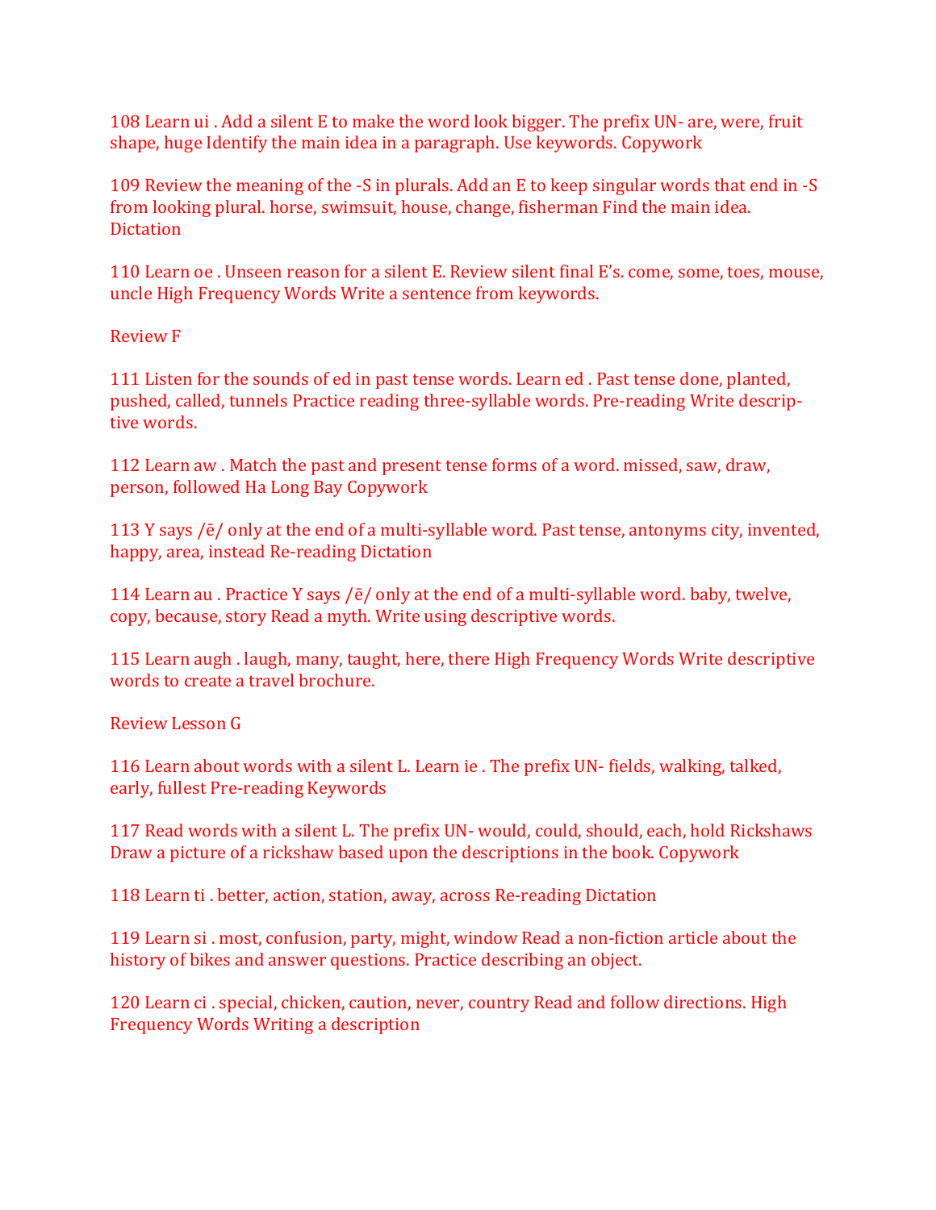108 Learn ui . Add a silent E to make the word look bigger. The prefix UN- are, were, fruit shape, huge Identify the main idea in a paragraph. Use keywords. Copywork

109 Review the meaning of the -S in plurals. Add an E to keep singular words that end in -S from looking plural. horse, swimsuit, house, change, fisherman Find the main idea. Dictation

110 Learn oe . Unseen reason for a silent E. Review silent final E's. come, some, toes, mouse, uncle High Frequency Words Write a sentence from keywords.

Review F

111 Listen for the sounds of ed in past tense words. Learn ed . Past tense done, planted, pushed, called, tunnels Practice reading three-syllable words. Pre-reading Write descriptive words.

112 Learn aw . Match the past and present tense forms of a word. missed, saw, draw, person, followed Ha Long Bay Copywork

113 Y says /ē/ only at the end of a multi-syllable word. Past tense, antonyms city, invented, happy, area, instead Re-reading Dictation

114 Learn au . Practice Y says /ē/ only at the end of a multi-syllable word. baby, twelve, copy, because, story Read a myth. Write using descriptive words.

115 Learn augh . laugh, many, taught, here, there High Frequency Words Write descriptive words to create a travel brochure.

Review Lesson G

116 Learn about words with a silent L. Learn ie . The prefix UN- fields, walking, talked, early, fullest Pre-reading Keywords

117 Read words with a silent L. The prefix UN- would, could, should, each, hold Rickshaws Draw a picture of a rickshaw based upon the descriptions in the book. Copywork

118 Learn ti . better, action, station, away, across Re-reading Dictation

119 Learn si . most, confusion, party, might, window Read a non-fiction article about the history of bikes and answer questions. Practice describing an object.

120 Learn ci . special, chicken, caution, never, country Read and follow directions. High Frequency Words Writing a description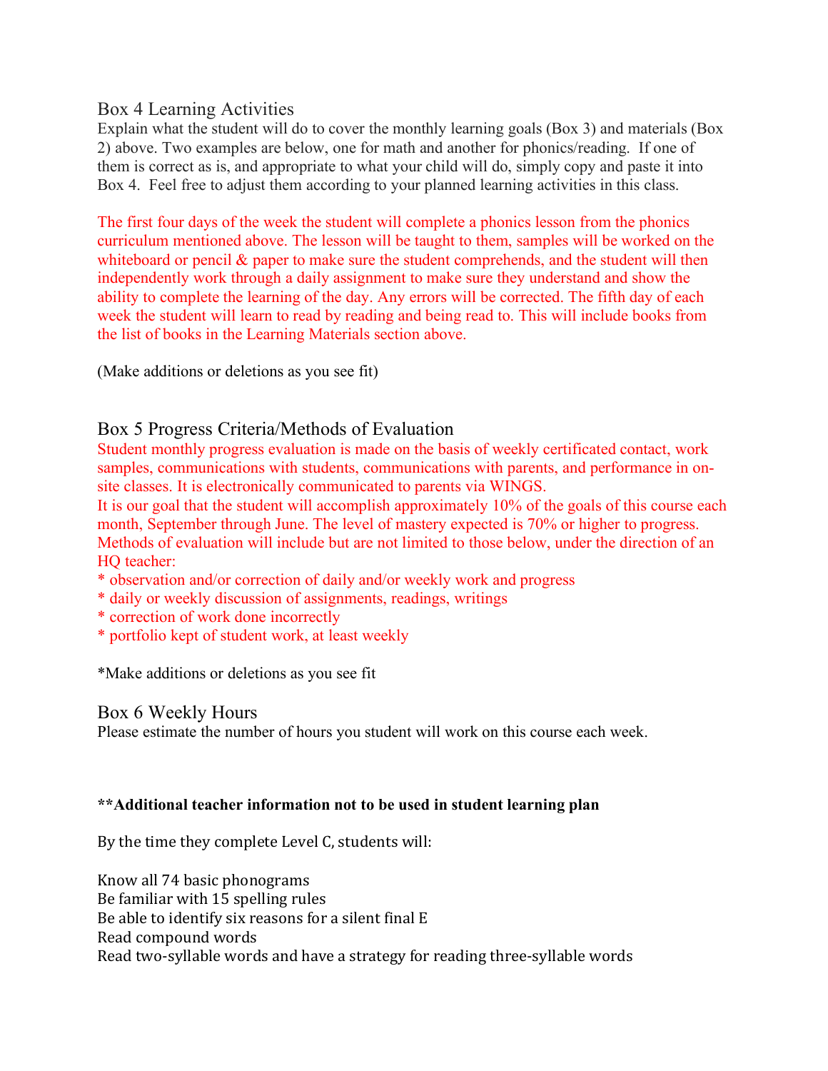## Box 4 Learning Activities

Explain what the student will do to cover the monthly learning goals (Box 3) and materials (Box 2) above. Two examples are below, one for math and another for phonics/reading. If one of them is correct as is, and appropriate to what your child will do, simply copy and paste it into Box 4. Feel free to adjust them according to your planned learning activities in this class.

The first four days of the week the student will complete a phonics lesson from the phonics curriculum mentioned above. The lesson will be taught to them, samples will be worked on the whiteboard or pencil & paper to make sure the student comprehends, and the student will then independently work through a daily assignment to make sure they understand and show the ability to complete the learning of the day. Any errors will be corrected. The fifth day of each week the student will learn to read by reading and being read to. This will include books from the list of books in the Learning Materials section above.

(Make additions or deletions as you see fit)

## Box 5 Progress Criteria/Methods of Evaluation

Student monthly progress evaluation is made on the basis of weekly certificated contact, work samples, communications with students, communications with parents, and performance in on-site classes. It is electronically communicated to parents via WINGS.

It is our goal that the student will accomplish approximately 10% of the goals of this course each month, September through June. The level of mastery expected is 70% or higher to progress.

Methods of evaluation will include but are not limited to those below, under the direction of an HQ teacher:

* observation and/or correction of daily and/or weekly work and progress
* daily or weekly discussion of assignments, readings, writings
* correction of work done incorrectly
* portfolio kept of student work, at least weekly

*Make additions or deletions as you see fit

## Box 6 Weekly Hours

Please estimate the number of hours you student will work on this course each week.

**\*\*Additional teacher information not to be used in student learning plan**

By the time they complete Level C, students will:

Know all 74 basic phonograms
Be familiar with 15 spelling rules
Be able to identify six reasons for a silent final E
Read compound words
Read two-syllable words and have a strategy for reading three-syllable words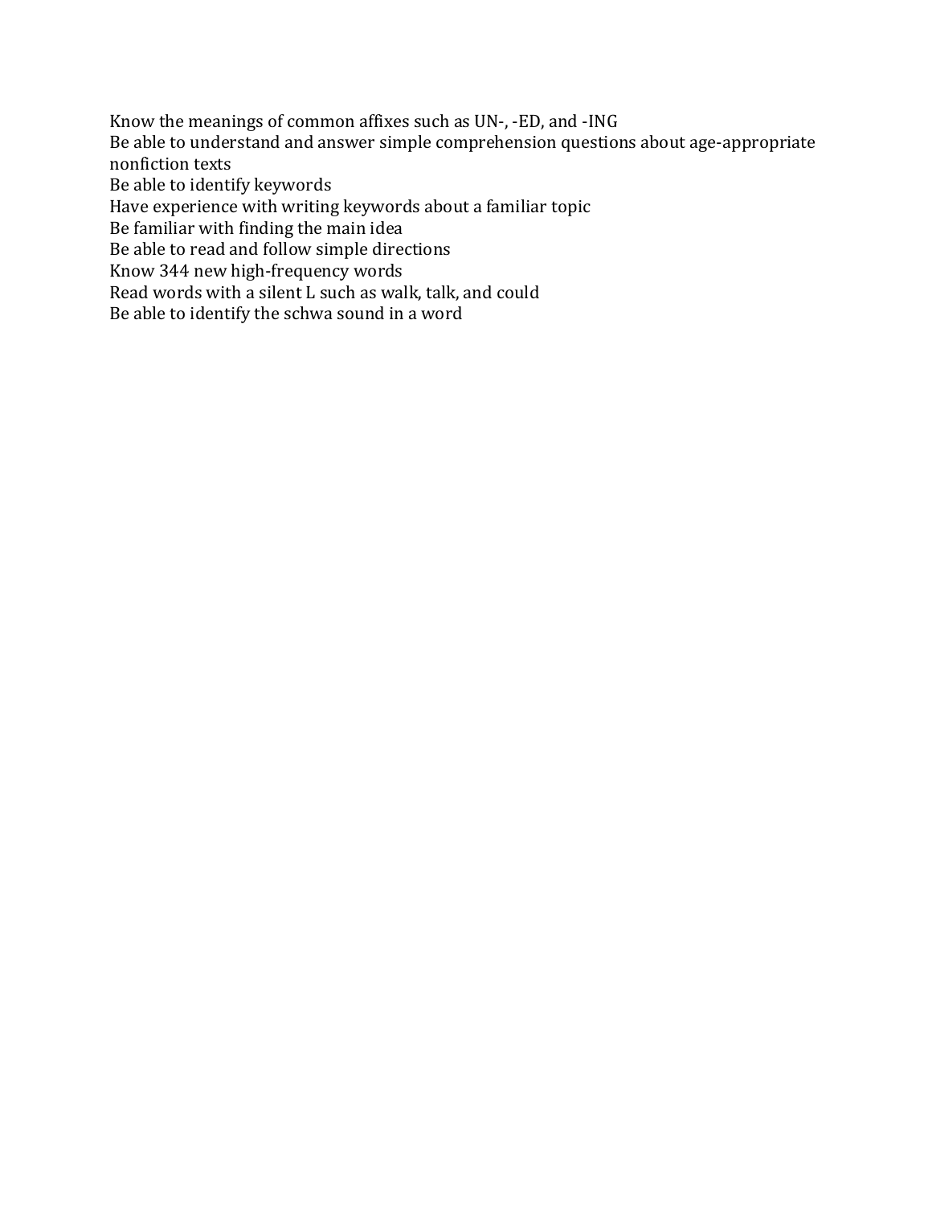Know the meanings of common affixes such as UN-, -ED, and -ING
Be able to understand and answer simple comprehension questions about age-appropriate nonfiction texts
Be able to identify keywords
Have experience with writing keywords about a familiar topic
Be familiar with finding the main idea
Be able to read and follow simple directions
Know 344 new high-frequency words
Read words with a silent L such as walk, talk, and could
Be able to identify the schwa sound in a word